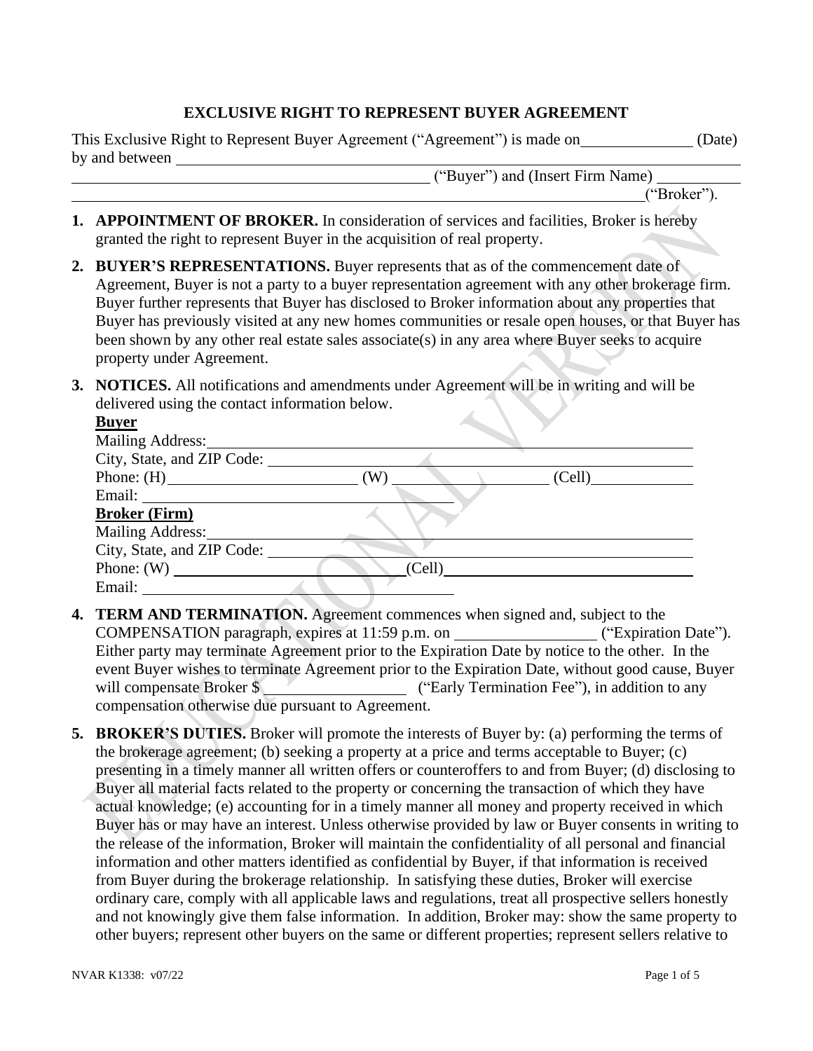# EXCLUSIVE RIGHT TO REPRESENT BUYER AGREEMENT

This Exclusive Right to Represent Buyer Agreement ("Agreement") is made on ______________ (Date) by and between ______________________________________________ ("Buyer") and (Insert Firm Name) ______________________________________________ ("Broker").

1. **APPOINTMENT OF BROKER.** In consideration of services and facilities, Broker is hereby granted the right to represent Buyer in the acquisition of real property.

2. **BUYER'S REPRESENTATIONS.** Buyer represents that as of the commencement date of Agreement, Buyer is not a party to a buyer representation agreement with any other brokerage firm. Buyer further represents that Buyer has disclosed to Broker information about any properties that Buyer has previously visited at any new homes communities or resale open houses, or that Buyer has been shown by any other real estate sales associate(s) in any area where Buyer seeks to acquire property under Agreement.

3. **NOTICES.** All notifications and amendments under Agreement will be in writing and will be delivered using the contact information below.

   **Buyer**
   Mailing Address: ______________________________
   City, State, and ZIP Code: ______________________________
   Phone: (H) ______________ (W) ______________ (Cell) ______________
   Email: ______________________________

   **Broker (Firm)**
   Mailing Address: ______________________________
   City, State, and ZIP Code: ______________________________
   Phone: (W) ______________ (Cell) ______________
   Email: ______________________________

4. **TERM AND TERMINATION.** Agreement commences when signed and, subject to the COMPENSATION paragraph, expires at 11:59 p.m. on ______________ ("Expiration Date"). Either party may terminate Agreement prior to the Expiration Date by notice to the other. In the event Buyer wishes to terminate Agreement prior to the Expiration Date, without good cause, Buyer will compensate Broker $ ______________ ("Early Termination Fee"), in addition to any compensation otherwise due pursuant to Agreement.

5. **BROKER'S DUTIES.** Broker will promote the interests of Buyer by: (a) performing the terms of the brokerage agreement; (b) seeking a property at a price and terms acceptable to Buyer; (c) presenting in a timely manner all written offers or counteroffers to and from Buyer; (d) disclosing to Buyer all material facts related to the property or concerning the transaction of which they have actual knowledge; (e) accounting for in a timely manner all money and property received in which Buyer has or may have an interest. Unless otherwise provided by law or Buyer consents in writing to the release of the information, Broker will maintain the confidentiality of all personal and financial information and other matters identified as confidential by Buyer, if that information is received from Buyer during the brokerage relationship. In satisfying these duties, Broker will exercise ordinary care, comply with all applicable laws and regulations, treat all prospective sellers honestly and not knowingly give them false information. In addition, Broker may: show the same property to other buyers; represent other buyers on the same or different properties; represent sellers relative to

NVAR K1338: v07/22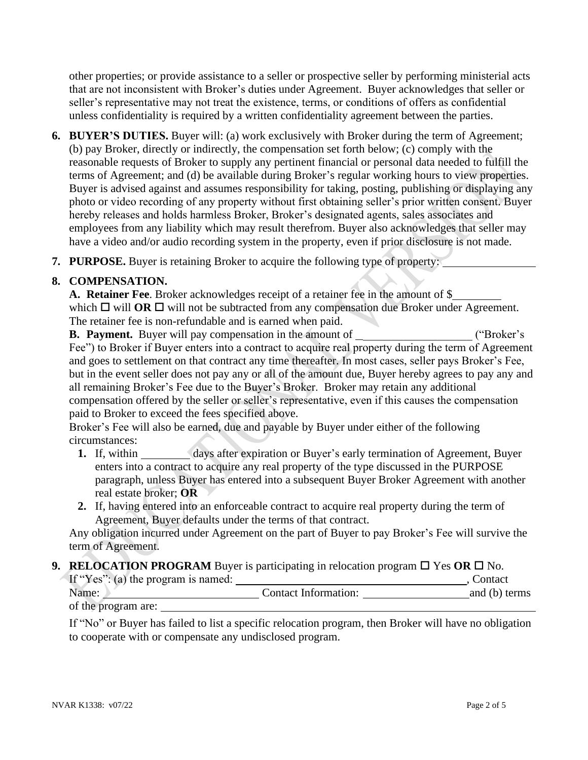other properties; or provide assistance to a seller or prospective seller by performing ministerial acts that are not inconsistent with Broker's duties under Agreement. Buyer acknowledges that seller or seller's representative may not treat the existence, terms, or conditions of offers as confidential unless confidentiality is required by a written confidentiality agreement between the parties.

6. **BUYER'S DUTIES.** Buyer will: (a) work exclusively with Broker during the term of Agreement; (b) pay Broker, directly or indirectly, the compensation set forth below; (c) comply with the reasonable requests of Broker to supply any pertinent financial or personal data needed to fulfill the terms of Agreement; and (d) be available during Broker's regular working hours to view properties. Buyer is advised against and assumes responsibility for taking, posting, publishing or displaying any photo or video recording of any property without first obtaining seller's prior written consent. Buyer hereby releases and holds harmless Broker, Broker's designated agents, sales associates and employees from any liability which may result therefrom. Buyer also acknowledges that seller may have a video and/or audio recording system in the property, even if prior disclosure is not made.

7. **PURPOSE.** Buyer is retaining Broker to acquire the following type of property: ________________

8. **COMPENSATION.**

   **A. Retainer Fee**. Broker acknowledges receipt of a retainer fee in the amount of $________ which ☐ will **OR** ☐ will not be subtracted from any compensation due Broker under Agreement. The retainer fee is non-refundable and is earned when paid.

   **B. Payment.** Buyer will pay compensation in the amount of ____________________ ("Broker's Fee") to Broker if Buyer enters into a contract to acquire real property during the term of Agreement and goes to settlement on that contract any time thereafter. In most cases, seller pays Broker's Fee, but in the event seller does not pay any or all of the amount due, Buyer hereby agrees to pay any and all remaining Broker's Fee due to the Buyer's Broker. Broker may retain any additional compensation offered by the seller or seller's representative, even if this causes the compensation paid to Broker to exceed the fees specified above.

   Broker's Fee will also be earned, due and payable by Buyer under either of the following circumstances:

   1. If, within ________ days after expiration or Buyer's early termination of Agreement, Buyer enters into a contract to acquire any real property of the type discussed in the PURPOSE paragraph, unless Buyer has entered into a subsequent Buyer Broker Agreement with another real estate broker; **OR**
   2. If, having entered into an enforceable contract to acquire real property during the term of Agreement, Buyer defaults under the terms of that contract.

   Any obligation incurred under Agreement on the part of Buyer to pay Broker's Fee will survive the term of Agreement.

9. **RELOCATION PROGRAM** Buyer is participating in relocation program ☐ Yes **OR** ☐ No.

   If "Yes": (a) the program is named: ________________________________________, Contact Name: ____________________________ Contact Information: ____________________ and (b) terms of the program are: ________________________________________________________________

   If "No" or Buyer has failed to list a specific relocation program, then Broker will have no obligation to cooperate with or compensate any undisclosed program.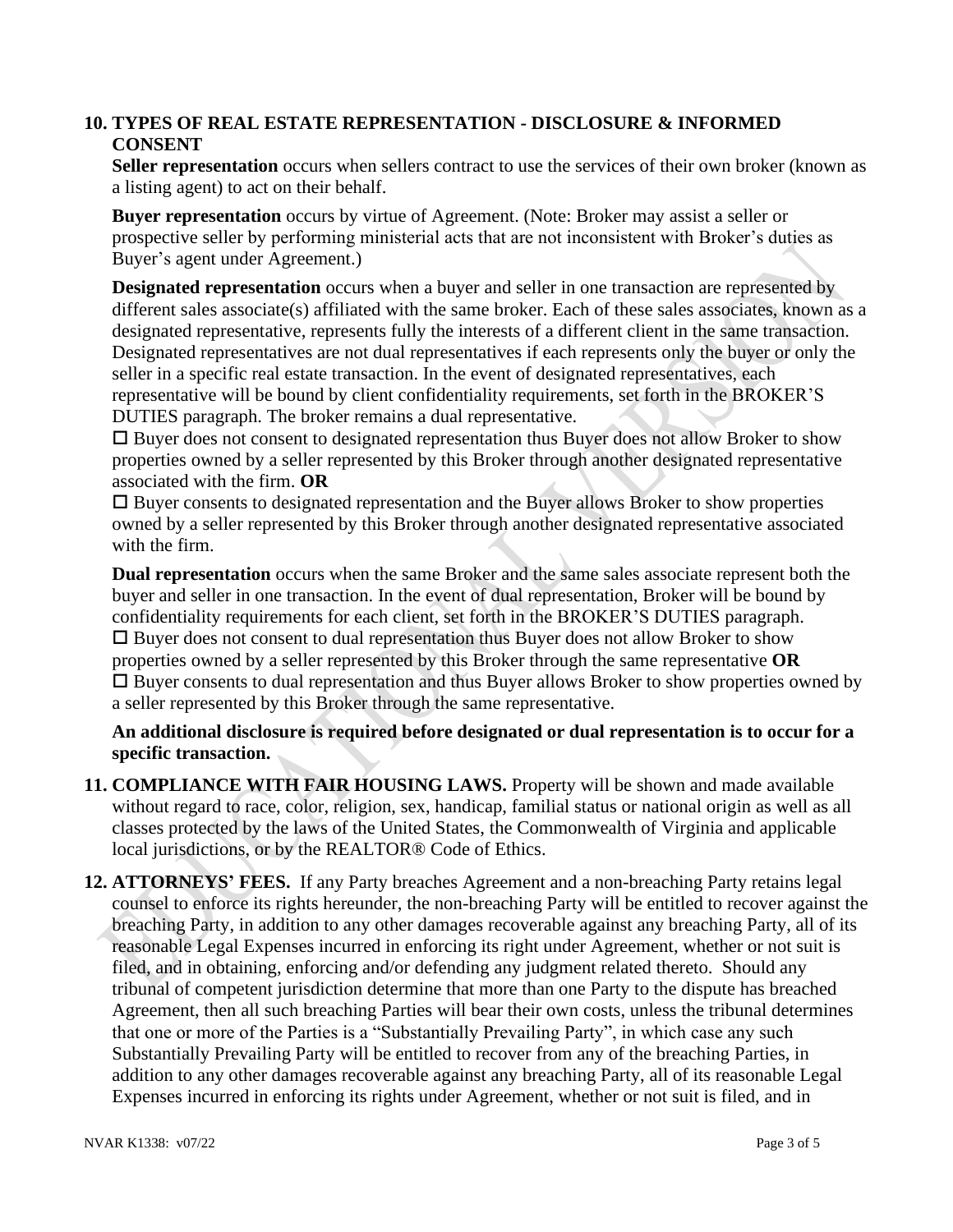**10. TYPES OF REAL ESTATE REPRESENTATION - DISCLOSURE & INFORMED CONSENT**

**Seller representation** occurs when sellers contract to use the services of their own broker (known as a listing agent) to act on their behalf.

**Buyer representation** occurs by virtue of Agreement. (Note: Broker may assist a seller or prospective seller by performing ministerial acts that are not inconsistent with Broker's duties as Buyer's agent under Agreement.)

**Designated representation** occurs when a buyer and seller in one transaction are represented by different sales associate(s) affiliated with the same broker. Each of these sales associates, known as a designated representative, represents fully the interests of a different client in the same transaction. Designated representatives are not dual representatives if each represents only the buyer or only the seller in a specific real estate transaction. In the event of designated representatives, each representative will be bound by client confidentiality requirements, set forth in the BROKER'S DUTIES paragraph. The broker remains a dual representative.

☐ Buyer does not consent to designated representation thus Buyer does not allow Broker to show properties owned by a seller represented by this Broker through another designated representative associated with the firm. **OR**

☐ Buyer consents to designated representation and the Buyer allows Broker to show properties owned by a seller represented by this Broker through another designated representative associated with the firm.

**Dual representation** occurs when the same Broker and the same sales associate represent both the buyer and seller in one transaction. In the event of dual representation, Broker will be bound by confidentiality requirements for each client, set forth in the BROKER'S DUTIES paragraph.

☐ Buyer does not consent to dual representation thus Buyer does not allow Broker to show properties owned by a seller represented by this Broker through the same representative **OR**

☐ Buyer consents to dual representation and thus Buyer allows Broker to show properties owned by a seller represented by this Broker through the same representative.

**An additional disclosure is required before designated or dual representation is to occur for a specific transaction.**

**11. COMPLIANCE WITH FAIR HOUSING LAWS.** Property will be shown and made available without regard to race, color, religion, sex, handicap, familial status or national origin as well as all classes protected by the laws of the United States, the Commonwealth of Virginia and applicable local jurisdictions, or by the REALTOR® Code of Ethics.

**12. ATTORNEYS' FEES.** If any Party breaches Agreement and a non-breaching Party retains legal counsel to enforce its rights hereunder, the non-breaching Party will be entitled to recover against the breaching Party, in addition to any other damages recoverable against any breaching Party, all of its reasonable Legal Expenses incurred in enforcing its right under Agreement, whether or not suit is filed, and in obtaining, enforcing and/or defending any judgment related thereto. Should any tribunal of competent jurisdiction determine that more than one Party to the dispute has breached Agreement, then all such breaching Parties will bear their own costs, unless the tribunal determines that one or more of the Parties is a "Substantially Prevailing Party", in which case any such Substantially Prevailing Party will be entitled to recover from any of the breaching Parties, in addition to any other damages recoverable against any breaching Party, all of its reasonable Legal Expenses incurred in enforcing its rights under Agreement, whether or not suit is filed, and in

NVAR K1338: v07/22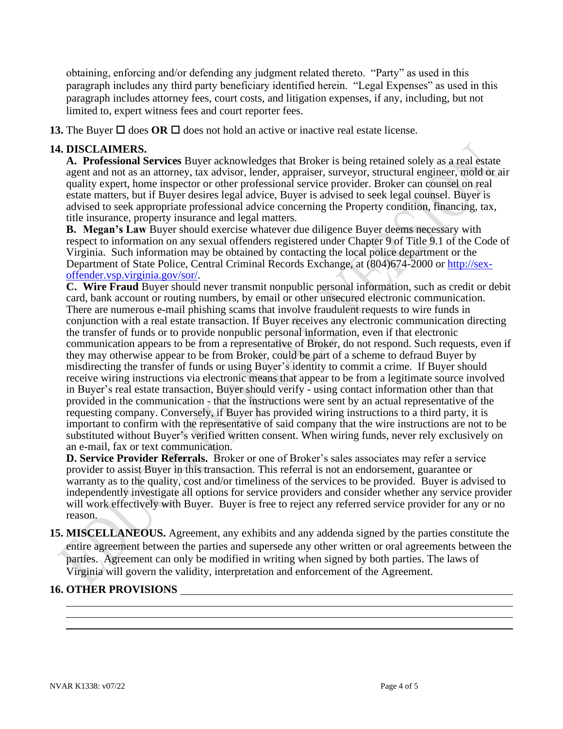obtaining, enforcing and/or defending any judgment related thereto. "Party" as used in this paragraph includes any third party beneficiary identified herein. "Legal Expenses" as used in this paragraph includes attorney fees, court costs, and litigation expenses, if any, including, but not limited to, expert witness fees and court reporter fees.

**13.** The Buyer ☐ does **OR** ☐ does not hold an active or inactive real estate license.

**14. DISCLAIMERS.**

**A. Professional Services** Buyer acknowledges that Broker is being retained solely as a real estate agent and not as an attorney, tax advisor, lender, appraiser, surveyor, structural engineer, mold or air quality expert, home inspector or other professional service provider. Broker can counsel on real estate matters, but if Buyer desires legal advice, Buyer is advised to seek legal counsel. Buyer is advised to seek appropriate professional advice concerning the Property condition, financing, tax, title insurance, property insurance and legal matters.

**B. Megan's Law** Buyer should exercise whatever due diligence Buyer deems necessary with respect to information on any sexual offenders registered under Chapter 9 of Title 9.1 of the Code of Virginia. Such information may be obtained by contacting the local police department or the Department of State Police, Central Criminal Records Exchange, at (804)674-2000 or http://sex-offender.vsp.virginia.gov/sor/.

**C. Wire Fraud** Buyer should never transmit nonpublic personal information, such as credit or debit card, bank account or routing numbers, by email or other unsecured electronic communication. There are numerous e-mail phishing scams that involve fraudulent requests to wire funds in conjunction with a real estate transaction. If Buyer receives any electronic communication directing the transfer of funds or to provide nonpublic personal information, even if that electronic communication appears to be from a representative of Broker, do not respond. Such requests, even if they may otherwise appear to be from Broker, could be part of a scheme to defraud Buyer by misdirecting the transfer of funds or using Buyer's identity to commit a crime. If Buyer should receive wiring instructions via electronic means that appear to be from a legitimate source involved in Buyer's real estate transaction, Buyer should verify - using contact information other than that provided in the communication - that the instructions were sent by an actual representative of the requesting company. Conversely, if Buyer has provided wiring instructions to a third party, it is important to confirm with the representative of said company that the wire instructions are not to be substituted without Buyer's verified written consent. When wiring funds, never rely exclusively on an e-mail, fax or text communication.

**D. Service Provider Referrals.** Broker or one of Broker's sales associates may refer a service provider to assist Buyer in this transaction. This referral is not an endorsement, guarantee or warranty as to the quality, cost and/or timeliness of the services to be provided. Buyer is advised to independently investigate all options for service providers and consider whether any service provider will work effectively with Buyer. Buyer is free to reject any referred service provider for any or no reason.

**15. MISCELLANEOUS.** Agreement, any exhibits and any addenda signed by the parties constitute the entire agreement between the parties and supersede any other written or oral agreements between the parties. Agreement can only be modified in writing when signed by both parties. The laws of Virginia will govern the validity, interpretation and enforcement of the Agreement.

**16. OTHER PROVISIONS** ______________________________________________

______________________________________________

______________________________________________

______________________________________________

NVAR K1338: v07/22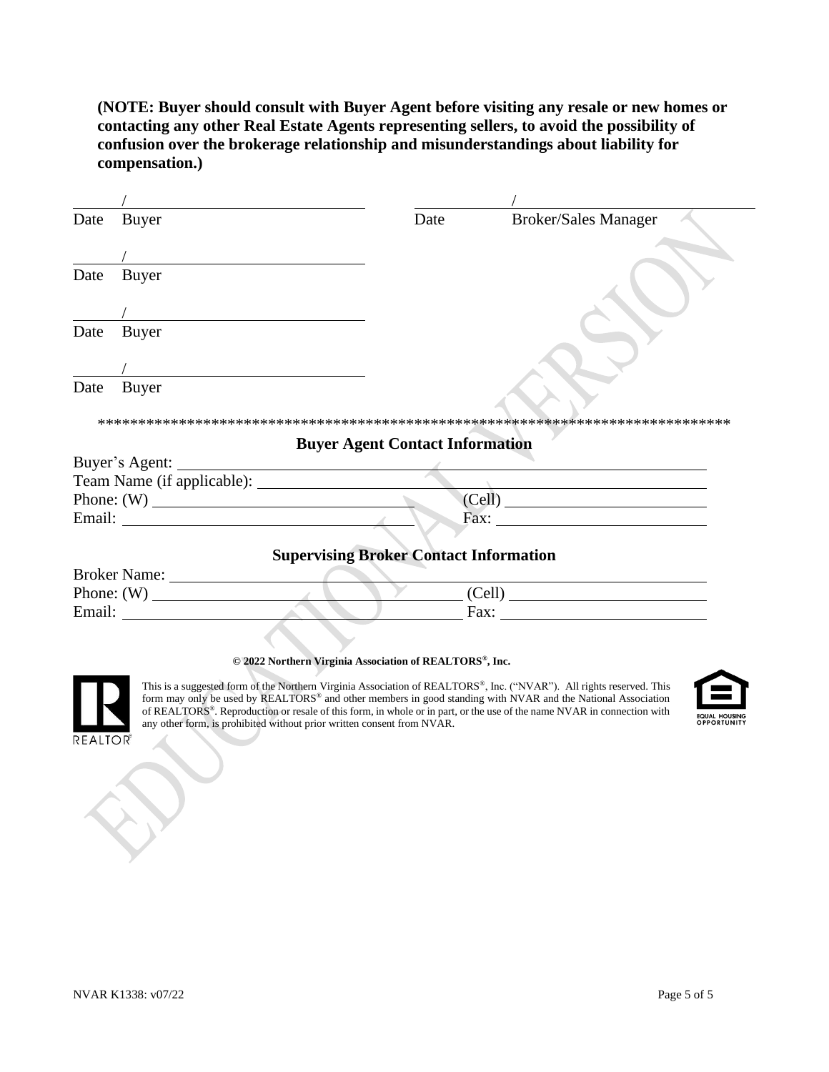**(NOTE: Buyer should consult with Buyer Agent before visiting any resale or new homes or contacting any other Real Estate Agents representing sellers, to avoid the possibility of confusion over the brokerage relationship and misunderstandings about liability for compensation.)**

| | |
|---|---|
| ______ / ______________________ | ______ / ______________________ |
| Date Buyer | Date Broker/Sales Manager |
| ______ / ______________________ | |
| Date Buyer | |
| ______ / ______________________ | |
| Date Buyer | |
| ______ / ______________________ | |
| Date Buyer | |

*******************************************************************************

**Buyer Agent Contact Information**

Buyer's Agent: ______________________________________________

Team Name (if applicable): ______________________________________________

Phone: (W) ______________________ (Cell) ______________________

Email: ______________________ Fax: ______________________

**Supervising Broker Contact Information**

Broker Name: ______________________________________________

Phone: (W) ______________________ (Cell) ______________________

Email: ______________________ Fax: ______________________

**© 2022 Northern Virginia Association of REALTORS®, Inc.**

This is a suggested form of the Northern Virginia Association of REALTORS®, Inc. ("NVAR"). All rights reserved. This form may only be used by REALTORS® and other members in good standing with NVAR and the National Association of REALTORS®. Reproduction or resale of this form, in whole or in part, or the use of the name NVAR in connection with any other form, is prohibited without prior written consent from NVAR.

NVAR K1338: v07/22